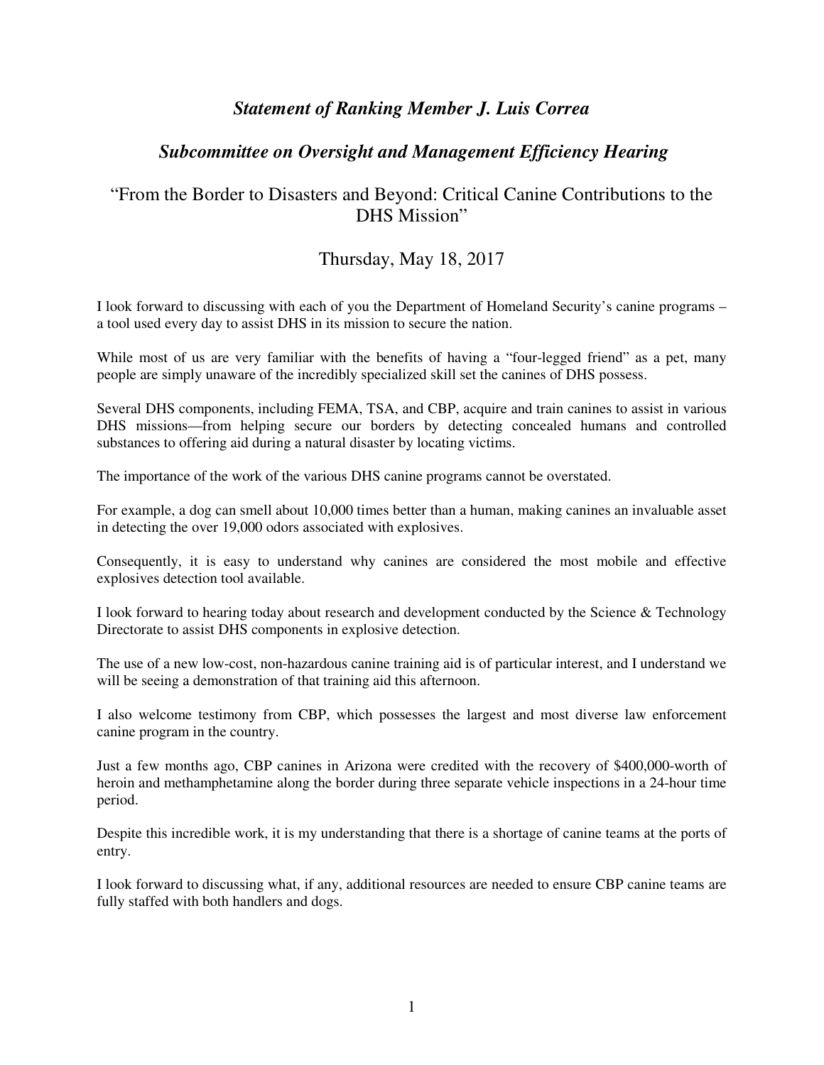## *Statement of Ranking Member J. Luis Correa*

## *Subcommittee on Oversight and Management Efficiency Hearing*

### "From the Border to Disasters and Beyond: Critical Canine Contributions to the DHS Mission"

### Thursday, May 18, 2017

I look forward to discussing with each of you the Department of Homeland Security's canine programs – a tool used every day to assist DHS in its mission to secure the nation.

While most of us are very familiar with the benefits of having a "four-legged friend" as a pet, many people are simply unaware of the incredibly specialized skill set the canines of DHS possess.

Several DHS components, including FEMA, TSA, and CBP, acquire and train canines to assist in various DHS missions—from helping secure our borders by detecting concealed humans and controlled substances to offering aid during a natural disaster by locating victims.

The importance of the work of the various DHS canine programs cannot be overstated.

For example, a dog can smell about 10,000 times better than a human, making canines an invaluable asset in detecting the over 19,000 odors associated with explosives.

Consequently, it is easy to understand why canines are considered the most mobile and effective explosives detection tool available.

I look forward to hearing today about research and development conducted by the Science & Technology Directorate to assist DHS components in explosive detection.

The use of a new low-cost, non-hazardous canine training aid is of particular interest, and I understand we will be seeing a demonstration of that training aid this afternoon.

I also welcome testimony from CBP, which possesses the largest and most diverse law enforcement canine program in the country.

Just a few months ago, CBP canines in Arizona were credited with the recovery of $400,000-worth of heroin and methamphetamine along the border during three separate vehicle inspections in a 24-hour time period.

Despite this incredible work, it is my understanding that there is a shortage of canine teams at the ports of entry.

I look forward to discussing what, if any, additional resources are needed to ensure CBP canine teams are fully staffed with both handlers and dogs.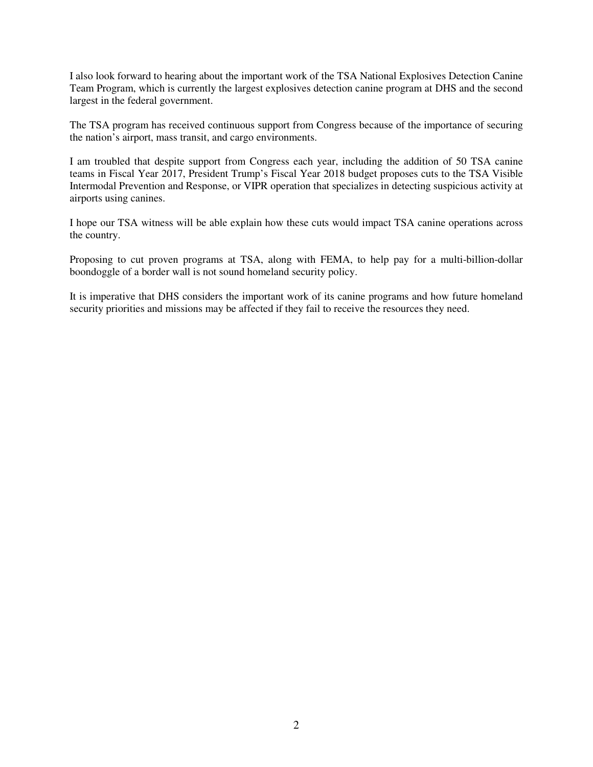I also look forward to hearing about the important work of the TSA National Explosives Detection Canine Team Program, which is currently the largest explosives detection canine program at DHS and the second largest in the federal government.

The TSA program has received continuous support from Congress because of the importance of securing the nation's airport, mass transit, and cargo environments.

I am troubled that despite support from Congress each year, including the addition of 50 TSA canine teams in Fiscal Year 2017, President Trump's Fiscal Year 2018 budget proposes cuts to the TSA Visible Intermodal Prevention and Response, or VIPR operation that specializes in detecting suspicious activity at airports using canines.

I hope our TSA witness will be able explain how these cuts would impact TSA canine operations across the country.

Proposing to cut proven programs at TSA, along with FEMA, to help pay for a multi-billion-dollar boondoggle of a border wall is not sound homeland security policy.

It is imperative that DHS considers the important work of its canine programs and how future homeland security priorities and missions may be affected if they fail to receive the resources they need.